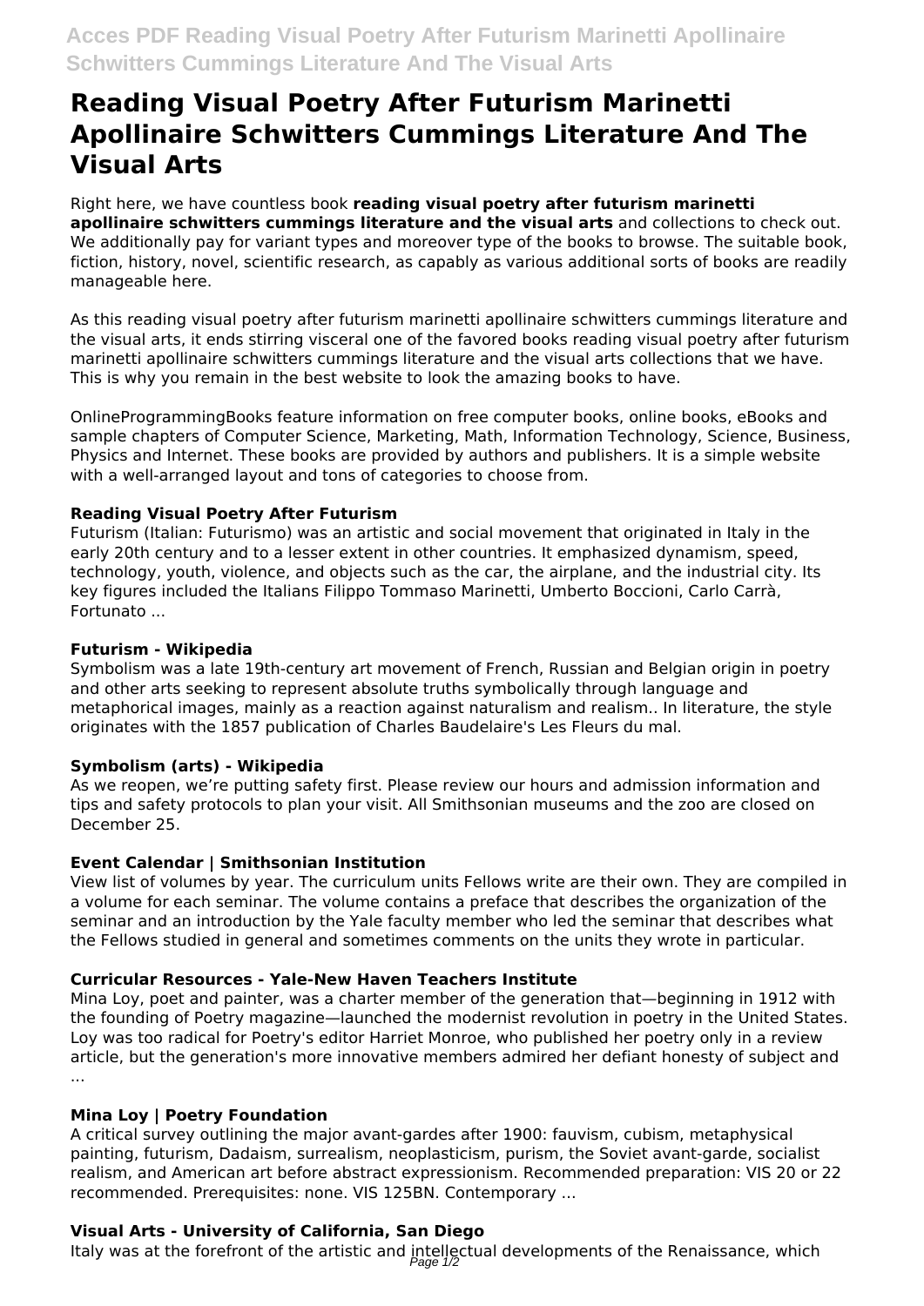# Reading Visual Poetry After Futurism Marinetti Apollinaire Schwitters Cummings Literature And The Visual Arts

Right here, we have countless book **reading visual poetry after futurism marinetti apollinaire schwitters cummings literature and the visual arts** and collections to check out. We additionally pay for variant types and moreover type of the books to browse. The suitable book, fiction, history, novel, scientific research, as capably as various additional sorts of books are readily manageable here.

As this reading visual poetry after futurism marinetti apollinaire schwitters cummings literature and the visual arts, it ends stirring visceral one of the favored books reading visual poetry after futurism marinetti apollinaire schwitters cummings literature and the visual arts collections that we have. This is why you remain in the best website to look the amazing books to have.

OnlineProgrammingBooks feature information on free computer books, online books, eBooks and sample chapters of Computer Science, Marketing, Math, Information Technology, Science, Business, Physics and Internet. These books are provided by authors and publishers. It is a simple website with a well-arranged layout and tons of categories to choose from.

### Reading Visual Poetry After Futurism

Futurism (Italian: Futurismo) was an artistic and social movement that originated in Italy in the early 20th century and to a lesser extent in other countries. It emphasized dynamism, speed, technology, youth, violence, and objects such as the car, the airplane, and the industrial city. Its key figures included the Italians Filippo Tommaso Marinetti, Umberto Boccioni, Carlo Carrà, Fortunato ...

### Futurism - Wikipedia

Symbolism was a late 19th-century art movement of French, Russian and Belgian origin in poetry and other arts seeking to represent absolute truths symbolically through language and metaphorical images, mainly as a reaction against naturalism and realism.. In literature, the style originates with the 1857 publication of Charles Baudelaire's Les Fleurs du mal.

### Symbolism (arts) - Wikipedia

As we reopen, we're putting safety first. Please review our hours and admission information and tips and safety protocols to plan your visit. All Smithsonian museums and the zoo are closed on December 25.

### Event Calendar | Smithsonian Institution

View list of volumes by year. The curriculum units Fellows write are their own. They are compiled in a volume for each seminar. The volume contains a preface that describes the organization of the seminar and an introduction by the Yale faculty member who led the seminar that describes what the Fellows studied in general and sometimes comments on the units they wrote in particular.

### Curricular Resources - Yale-New Haven Teachers Institute

Mina Loy, poet and painter, was a charter member of the generation that—beginning in 1912 with the founding of Poetry magazine—launched the modernist revolution in poetry in the United States. Loy was too radical for Poetry's editor Harriet Monroe, who published her poetry only in a review article, but the generation's more innovative members admired her defiant honesty of subject and ...

### Mina Loy | Poetry Foundation

A critical survey outlining the major avant-gardes after 1900: fauvism, cubism, metaphysical painting, futurism, Dadaism, surrealism, neoplasticism, purism, the Soviet avant-garde, socialist realism, and American art before abstract expressionism. Recommended preparation: VIS 20 or 22 recommended. Prerequisites: none. VIS 125BN. Contemporary ...

### Visual Arts - University of California, San Diego

Italy was at the forefront of the artistic and intellectual developments of the Renaissance, which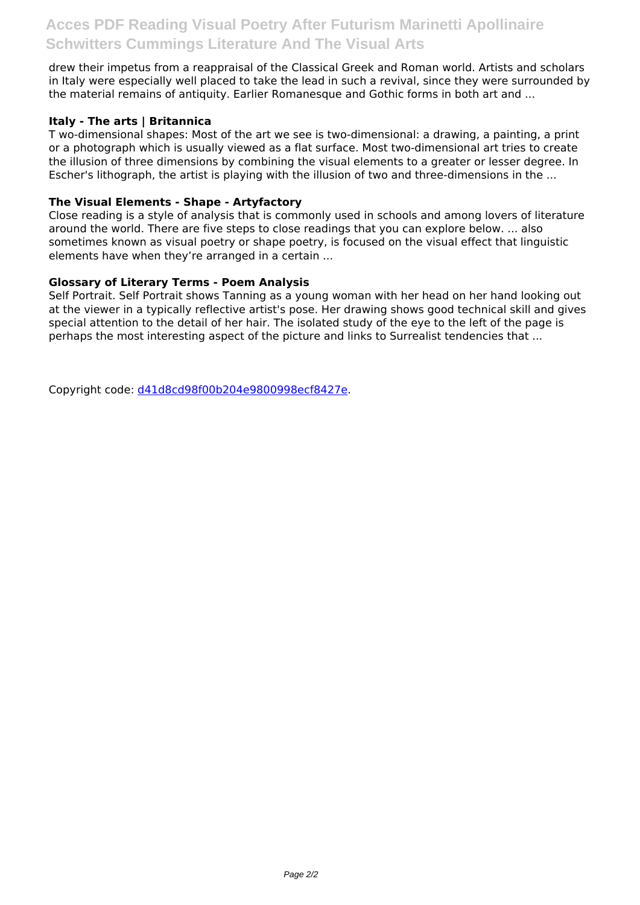drew their impetus from a reappraisal of the Classical Greek and Roman world. Artists and scholars in Italy were especially well placed to take the lead in such a revival, since they were surrounded by the material remains of antiquity. Earlier Romanesque and Gothic forms in both art and ...

### Italy - The arts | Britannica

T wo-dimensional shapes: Most of the art we see is two-dimensional: a drawing, a painting, a print or a photograph which is usually viewed as a flat surface. Most two-dimensional art tries to create the illusion of three dimensions by combining the visual elements to a greater or lesser degree. In Escher's lithograph, the artist is playing with the illusion of two and three-dimensions in the ...

### The Visual Elements - Shape - Artyfactory

Close reading is a style of analysis that is commonly used in schools and among lovers of literature around the world. There are five steps to close readings that you can explore below. ... also sometimes known as visual poetry or shape poetry, is focused on the visual effect that linguistic elements have when they're arranged in a certain ...

### Glossary of Literary Terms - Poem Analysis

Self Portrait. Self Portrait shows Tanning as a young woman with her head on her hand looking out at the viewer in a typically reflective artist's pose. Her drawing shows good technical skill and gives special attention to the detail of her hair. The isolated study of the eye to the left of the page is perhaps the most interesting aspect of the picture and links to Surrealist tendencies that ...

Copyright code: d41d8cd98f00b204e9800998ecf8427e.